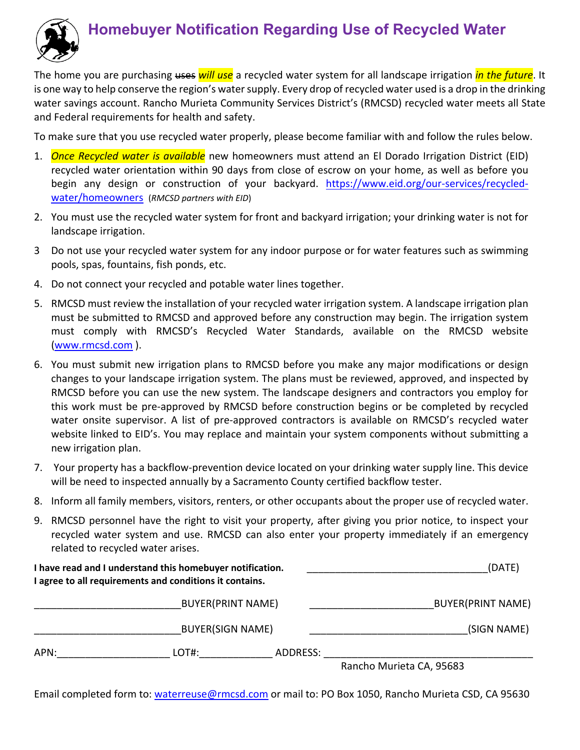# Homebuyer Notification Regarding Use of Recycled Water

The home you are purchasing ~~uses~~ *will use* a recycled water system for all landscape irrigation *in the future*. It is one way to help conserve the region's water supply. Every drop of recycled water used is a drop in the drinking water savings account. Rancho Murieta Community Services District's (RMCSD) recycled water meets all State and Federal requirements for health and safety.

To make sure that you use recycled water properly, please become familiar with and follow the rules below.

1. *Once Recycled water is available* new homeowners must attend an El Dorado Irrigation District (EID) recycled water orientation within 90 days from close of escrow on your home, as well as before you begin any design or construction of your backyard. https://www.eid.org/our-services/recycled-water/homeowners (*RMCSD partners with EID*)
2. You must use the recycled water system for front and backyard irrigation; your drinking water is not for landscape irrigation.
3. Do not use your recycled water system for any indoor purpose or for water features such as swimming pools, spas, fountains, fish ponds, etc.
4. Do not connect your recycled and potable water lines together.
5. RMCSD must review the installation of your recycled water irrigation system. A landscape irrigation plan must be submitted to RMCSD and approved before any construction may begin. The irrigation system must comply with RMCSD's Recycled Water Standards, available on the RMCSD website (www.rmcsd.com ).
6. You must submit new irrigation plans to RMCSD before you make any major modifications or design changes to your landscape irrigation system. The plans must be reviewed, approved, and inspected by RMCSD before you can use the new system. The landscape designers and contractors you employ for this work must be pre-approved by RMCSD before construction begins or be completed by recycled water onsite supervisor. A list of pre-approved contractors is available on RMCSD's recycled water website linked to EID's. You may replace and maintain your system components without submitting a new irrigation plan.
7. Your property has a backflow-prevention device located on your drinking water supply line. This device will be need to inspected annually by a Sacramento County certified backflow tester.
8. Inform all family members, visitors, renters, or other occupants about the proper use of recycled water.
9. RMCSD personnel have the right to visit your property, after giving you prior notice, to inspect your recycled water system and use. RMCSD can also enter your property immediately if an emergency related to recycled water arises.

**I have read and I understand this homebuyer notification.**
**I agree to all requirements and conditions it contains.**

________________________________(DATE)

__________________________BUYER(PRINT NAME) ______________________BUYER(PRINT NAME)

__________________________BUYER(SIGN NAME) ___________________________(SIGN NAME)

APN:____________________ LOT#:_____________ ADDRESS: _____________________________________
Rancho Murieta CA, 95683

Email completed form to: waterreuse@rmcsd.com or mail to: PO Box 1050, Rancho Murieta CSD, CA 95630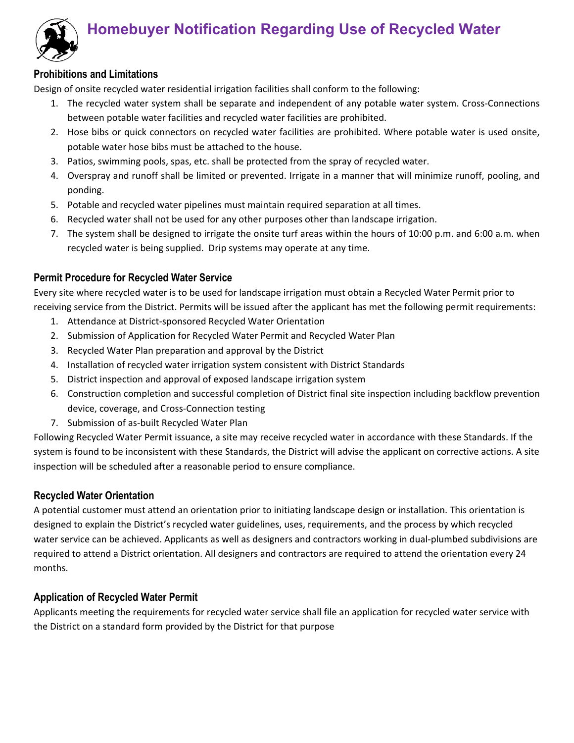# Homebuyer Notification Regarding Use of Recycled Water

## Prohibitions and Limitations

Design of onsite recycled water residential irrigation facilities shall conform to the following:

1. The recycled water system shall be separate and independent of any potable water system. Cross-Connections between potable water facilities and recycled water facilities are prohibited.
2. Hose bibs or quick connectors on recycled water facilities are prohibited. Where potable water is used onsite, potable water hose bibs must be attached to the house.
3. Patios, swimming pools, spas, etc. shall be protected from the spray of recycled water.
4. Overspray and runoff shall be limited or prevented. Irrigate in a manner that will minimize runoff, pooling, and ponding.
5. Potable and recycled water pipelines must maintain required separation at all times.
6. Recycled water shall not be used for any other purposes other than landscape irrigation.
7. The system shall be designed to irrigate the onsite turf areas within the hours of 10:00 p.m. and 6:00 a.m. when recycled water is being supplied. Drip systems may operate at any time.

## Permit Procedure for Recycled Water Service

Every site where recycled water is to be used for landscape irrigation must obtain a Recycled Water Permit prior to receiving service from the District. Permits will be issued after the applicant has met the following permit requirements:

1. Attendance at District-sponsored Recycled Water Orientation
2. Submission of Application for Recycled Water Permit and Recycled Water Plan
3. Recycled Water Plan preparation and approval by the District
4. Installation of recycled water irrigation system consistent with District Standards
5. District inspection and approval of exposed landscape irrigation system
6. Construction completion and successful completion of District final site inspection including backflow prevention device, coverage, and Cross-Connection testing
7. Submission of as-built Recycled Water Plan

Following Recycled Water Permit issuance, a site may receive recycled water in accordance with these Standards. If the system is found to be inconsistent with these Standards, the District will advise the applicant on corrective actions. A site inspection will be scheduled after a reasonable period to ensure compliance.

## Recycled Water Orientation

A potential customer must attend an orientation prior to initiating landscape design or installation. This orientation is designed to explain the District's recycled water guidelines, uses, requirements, and the process by which recycled water service can be achieved. Applicants as well as designers and contractors working in dual-plumbed subdivisions are required to attend a District orientation. All designers and contractors are required to attend the orientation every 24 months.

## Application of Recycled Water Permit

Applicants meeting the requirements for recycled water service shall file an application for recycled water service with the District on a standard form provided by the District for that purpose